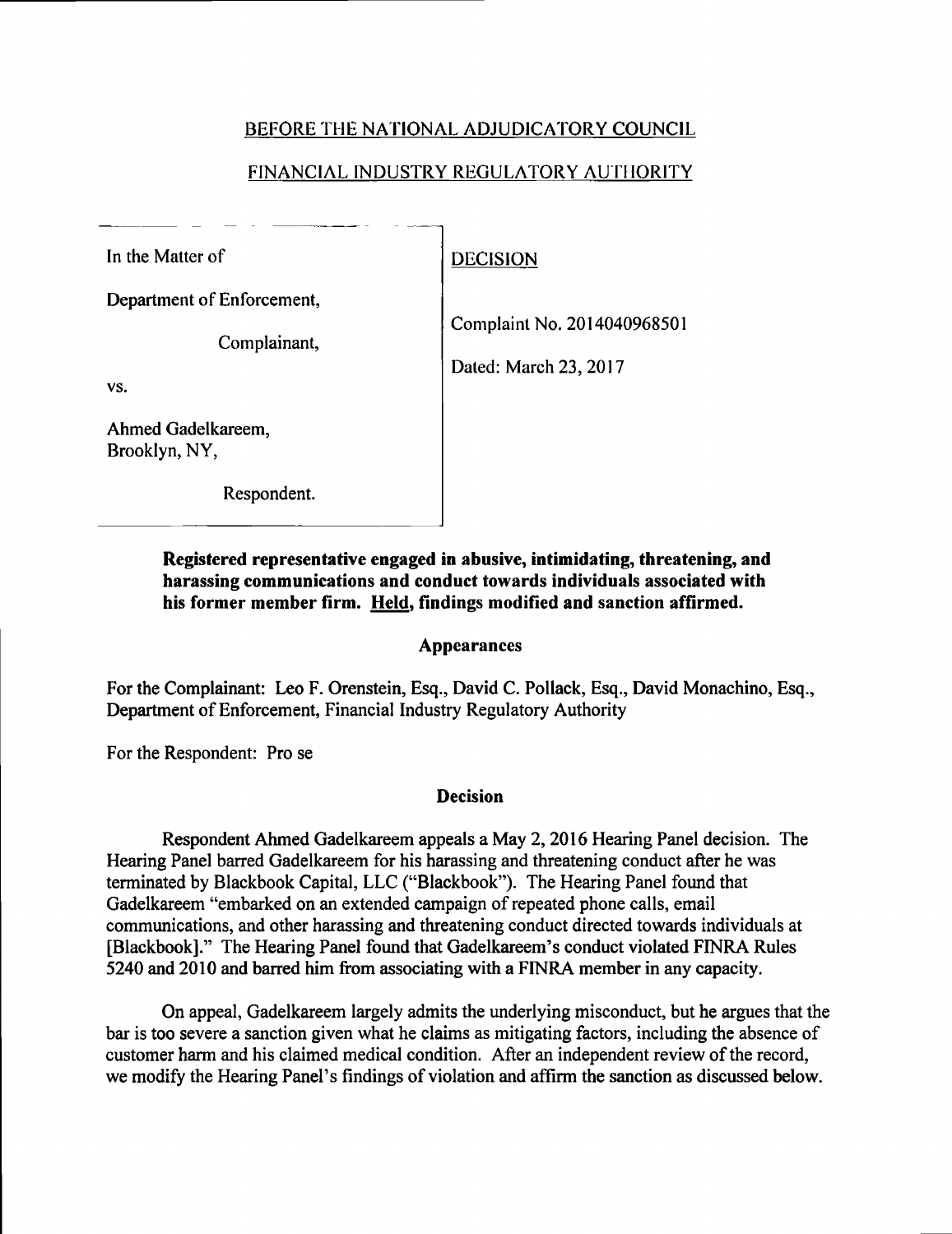BEFORE THE NATIONAL ADJUDICATORY COUNCIL

FINANCIAL INDUSTRY REGULATORY AUTHORITY

| | |
|---|---|
| In the Matter of<br><br>Department of Enforcement,<br><br>Complainant,<br><br>vs.<br><br>Ahmed Gadelkareem,<br>Brooklyn, NY,<br><br>Respondent. | DECISION<br><br>Complaint No. 2014040968501<br><br>Dated: March 23, 2017 |

**Registered representative engaged in abusive, intimidating, threatening, and harassing communications and conduct towards individuals associated with his former member firm. Held, findings modified and sanction affirmed.**

## Appearances

For the Complainant: Leo F. Orenstein, Esq., David C. Pollack, Esq., David Monachino, Esq., Department of Enforcement, Financial Industry Regulatory Authority

For the Respondent: Pro se

## Decision

Respondent Ahmed Gadelkareem appeals a May 2, 2016 Hearing Panel decision. The Hearing Panel barred Gadelkareem for his harassing and threatening conduct after he was terminated by Blackbook Capital, LLC ("Blackbook"). The Hearing Panel found that Gadelkareem "embarked on an extended campaign of repeated phone calls, email communications, and other harassing and threatening conduct directed towards individuals at [Blackbook]." The Hearing Panel found that Gadelkareem's conduct violated FINRA Rules 5240 and 2010 and barred him from associating with a FINRA member in any capacity.

On appeal, Gadelkareem largely admits the underlying misconduct, but he argues that the bar is too severe a sanction given what he claims as mitigating factors, including the absence of customer harm and his claimed medical condition. After an independent review of the record, we modify the Hearing Panel's findings of violation and affirm the sanction as discussed below.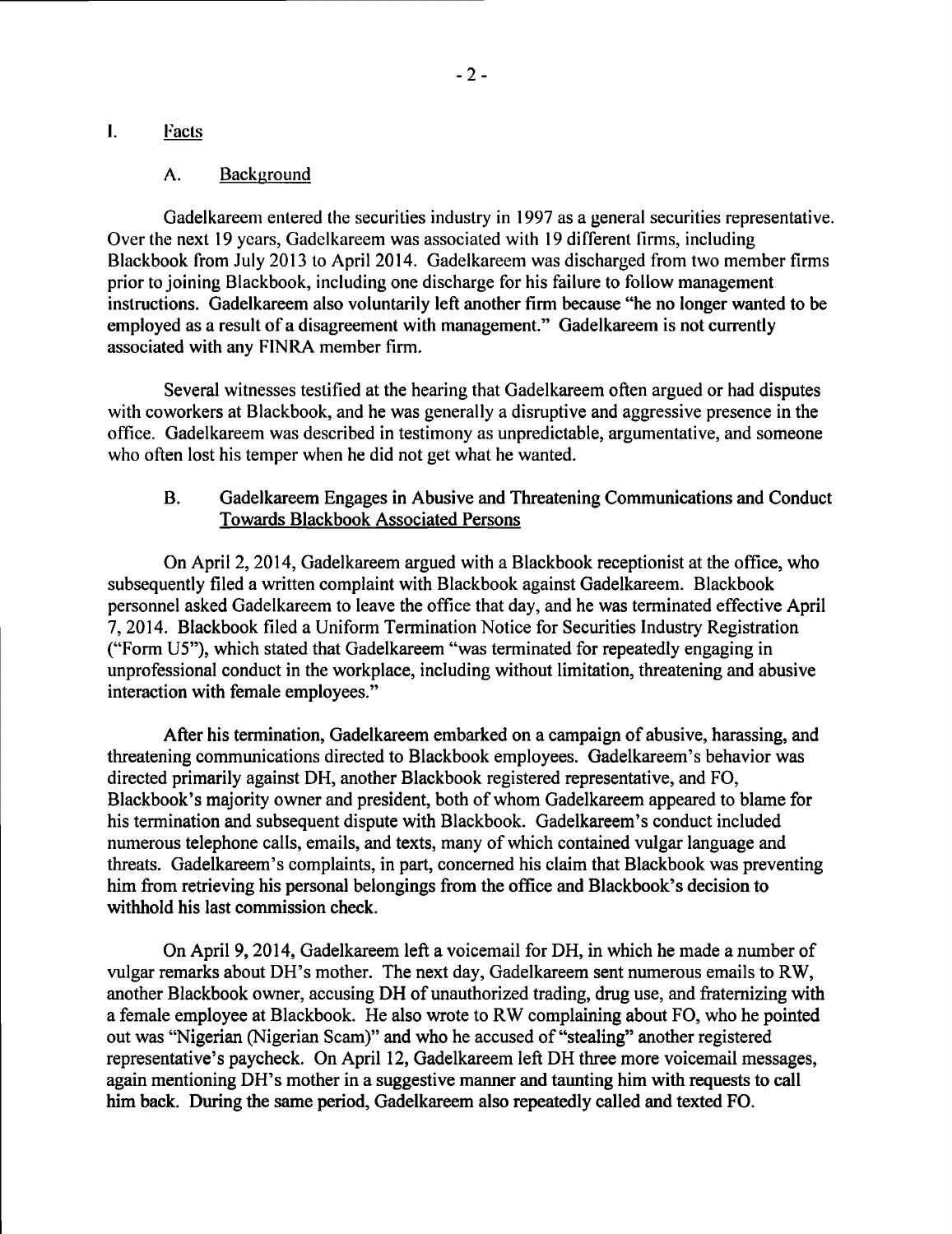## I. Facts

### A. Background

Gadelkareem entered the securities industry in 1997 as a general securities representative. Over the next 19 years, Gadelkareem was associated with 19 different firms, including Blackbook from July 2013 to April 2014. Gadelkareem was discharged from two member firms prior to joining Blackbook, including one discharge for his failure to follow management instructions. Gadelkareem also voluntarily left another firm because "he no longer wanted to be employed as a result of a disagreement with management." Gadelkareem is not currently associated with any FINRA member firm.

Several witnesses testified at the hearing that Gadelkareem often argued or had disputes with coworkers at Blackbook, and he was generally a disruptive and aggressive presence in the office. Gadelkareem was described in testimony as unpredictable, argumentative, and someone who often lost his temper when he did not get what he wanted.

### B. Gadelkareem Engages in Abusive and Threatening Communications and Conduct Towards Blackbook Associated Persons

On April 2, 2014, Gadelkareem argued with a Blackbook receptionist at the office, who subsequently filed a written complaint with Blackbook against Gadelkareem. Blackbook personnel asked Gadelkareem to leave the office that day, and he was terminated effective April 7, 2014. Blackbook filed a Uniform Termination Notice for Securities Industry Registration ("Form U5"), which stated that Gadelkareem "was terminated for repeatedly engaging in unprofessional conduct in the workplace, including without limitation, threatening and abusive interaction with female employees."

After his termination, Gadelkareem embarked on a campaign of abusive, harassing, and threatening communications directed to Blackbook employees. Gadelkareem's behavior was directed primarily against DH, another Blackbook registered representative, and FO, Blackbook's majority owner and president, both of whom Gadelkareem appeared to blame for his termination and subsequent dispute with Blackbook. Gadelkareem's conduct included numerous telephone calls, emails, and texts, many of which contained vulgar language and threats. Gadelkareem's complaints, in part, concerned his claim that Blackbook was preventing him from retrieving his personal belongings from the office and Blackbook's decision to withhold his last commission check.

On April 9, 2014, Gadelkareem left a voicemail for DH, in which he made a number of vulgar remarks about DH's mother. The next day, Gadelkareem sent numerous emails to RW, another Blackbook owner, accusing DH of unauthorized trading, drug use, and fraternizing with a female employee at Blackbook. He also wrote to RW complaining about FO, who he pointed out was "Nigerian (Nigerian Scam)" and who he accused of "stealing" another registered representative's paycheck. On April 12, Gadelkareem left DH three more voicemail messages, again mentioning DH's mother in a suggestive manner and taunting him with requests to call him back. During the same period, Gadelkareem also repeatedly called and texted FO.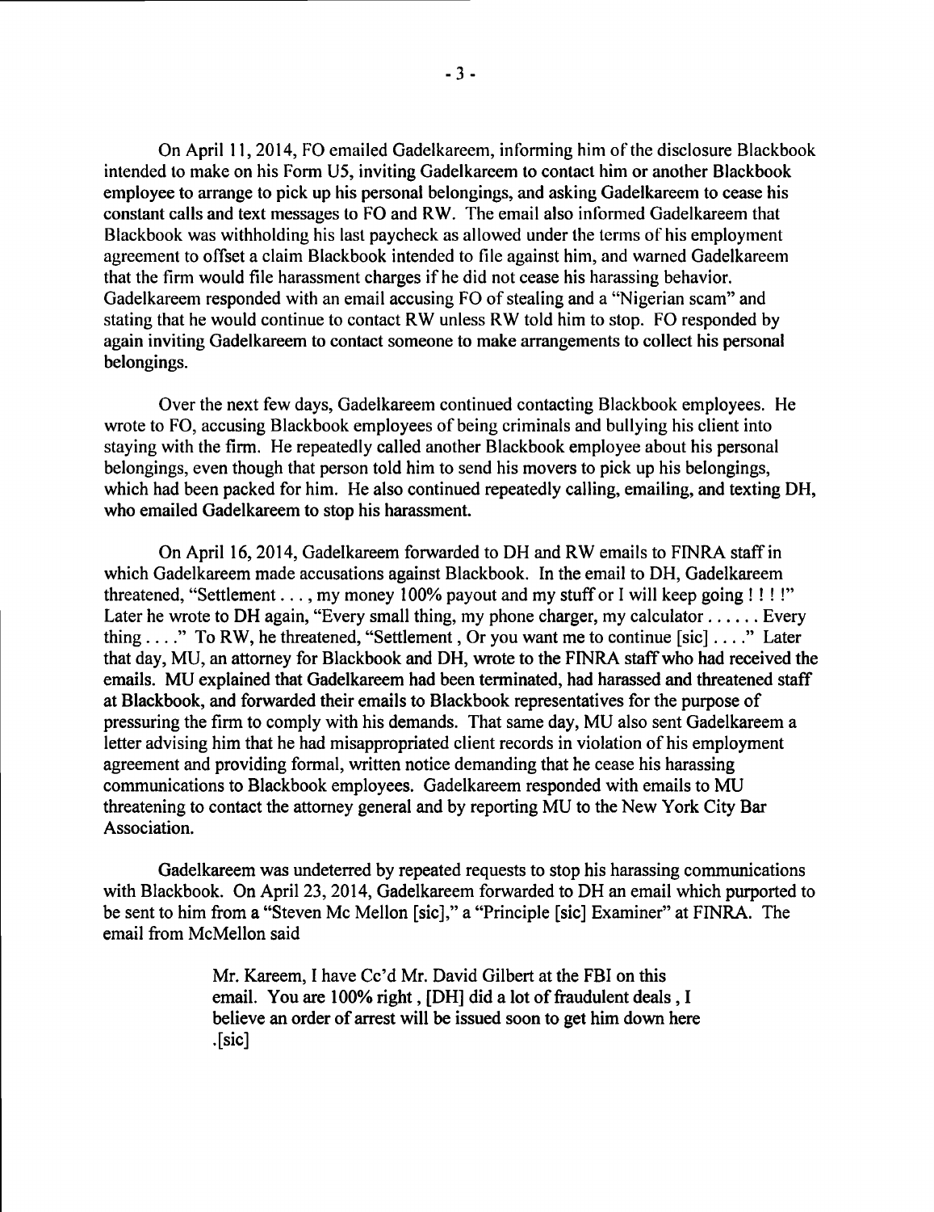On April 11, 2014, FO emailed Gadelkareem, informing him of the disclosure Blackbook intended to make on his Form U5, inviting Gadelkareem to contact him or another Blackbook employee to arrange to pick up his personal belongings, and asking Gadelkareem to cease his constant calls and text messages to FO and RW. The email also informed Gadelkareem that Blackbook was withholding his last paycheck as allowed under the terms of his employment agreement to offset a claim Blackbook intended to file against him, and warned Gadelkareem that the firm would file harassment charges if he did not cease his harassing behavior. Gadelkareem responded with an email accusing FO of stealing and a "Nigerian scam" and stating that he would continue to contact RW unless RW told him to stop. FO responded by again inviting Gadelkareem to contact someone to make arrangements to collect his personal belongings.

Over the next few days, Gadelkareem continued contacting Blackbook employees. He wrote to FO, accusing Blackbook employees of being criminals and bullying his client into staying with the firm. He repeatedly called another Blackbook employee about his personal belongings, even though that person told him to send his movers to pick up his belongings, which had been packed for him. He also continued repeatedly calling, emailing, and texting DH, who emailed Gadelkareem to stop his harassment.

On April 16, 2014, Gadelkareem forwarded to DH and RW emails to FINRA staff in which Gadelkareem made accusations against Blackbook. In the email to DH, Gadelkareem threatened, "Settlement . . . , my money 100% payout and my stuff or I will keep going ! ! ! !" Later he wrote to DH again, "Every small thing, my phone charger, my calculator . . . . . . Every thing . . . ." To RW, he threatened, "Settlement , Or you want me to continue [sic] . . . ." Later that day, MU, an attorney for Blackbook and DH, wrote to the FINRA staff who had received the emails. MU explained that Gadelkareem had been terminated, had harassed and threatened staff at Blackbook, and forwarded their emails to Blackbook representatives for the purpose of pressuring the firm to comply with his demands. That same day, MU also sent Gadelkareem a letter advising him that he had misappropriated client records in violation of his employment agreement and providing formal, written notice demanding that he cease his harassing communications to Blackbook employees. Gadelkareem responded with emails to MU threatening to contact the attorney general and by reporting MU to the New York City Bar Association.

Gadelkareem was undeterred by repeated requests to stop his harassing communications with Blackbook. On April 23, 2014, Gadelkareem forwarded to DH an email which purported to be sent to him from a "Steven Mc Mellon [sic]," a "Principle [sic] Examiner" at FINRA. The email from McMellon said

> Mr. Kareem, I have Cc'd Mr. David Gilbert at the FBI on this email. You are 100% right , [DH] did a lot of fraudulent deals , I believe an order of arrest will be issued soon to get him down here .[sic]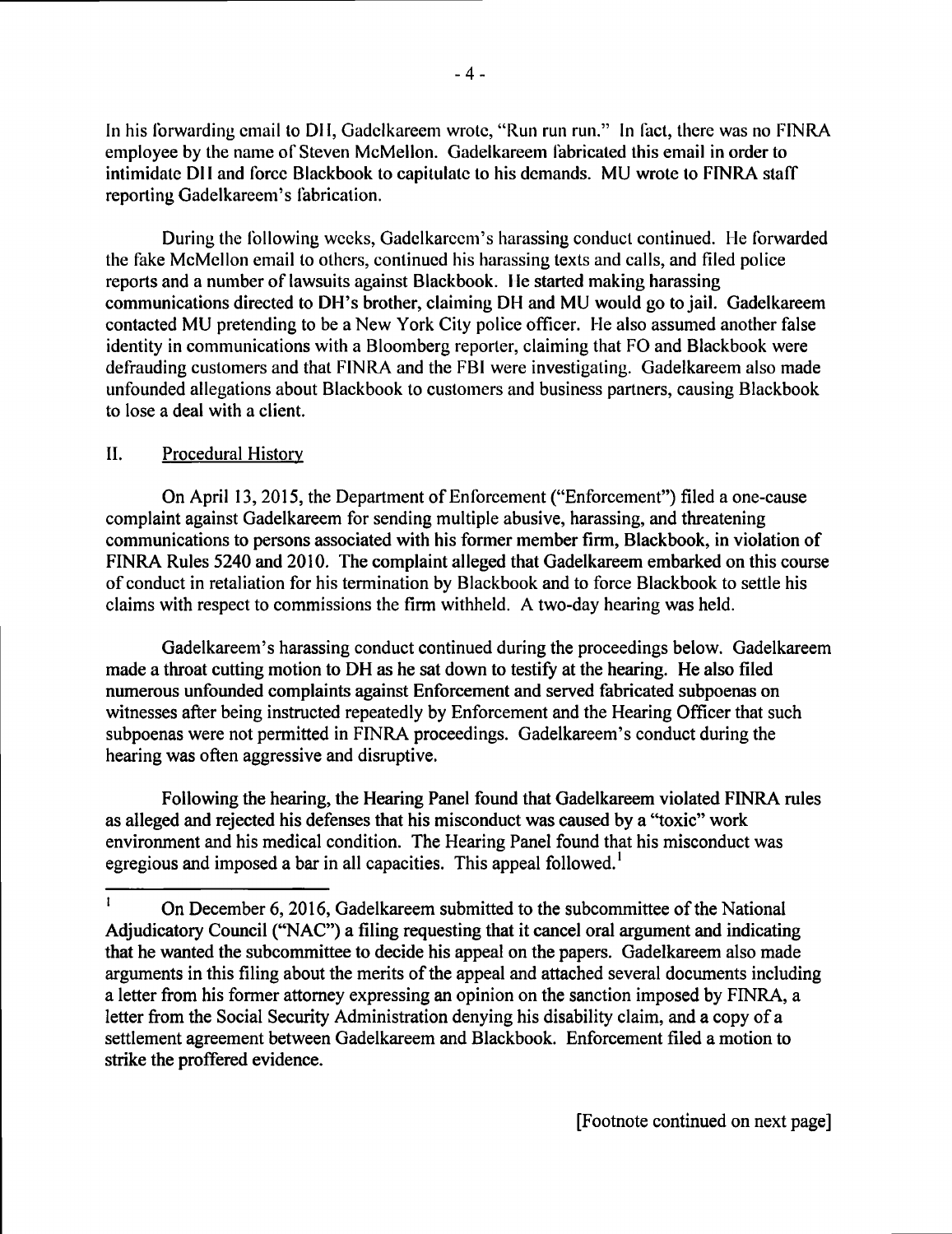In his forwarding email to DH, Gadelkareem wrote, "Run run run." In fact, there was no FINRA employee by the name of Steven McMellon. Gadelkareem fabricated this email in order to intimidate DH and force Blackbook to capitulate to his demands. MU wrote to FINRA staff reporting Gadelkareem's fabrication.

During the following weeks, Gadelkareem's harassing conduct continued. He forwarded the fake McMellon email to others, continued his harassing texts and calls, and filed police reports and a number of lawsuits against Blackbook. He started making harassing communications directed to DH's brother, claiming DH and MU would go to jail. Gadelkareem contacted MU pretending to be a New York City police officer. He also assumed another false identity in communications with a Bloomberg reporter, claiming that FO and Blackbook were defrauding customers and that FINRA and the FBI were investigating. Gadelkareem also made unfounded allegations about Blackbook to customers and business partners, causing Blackbook to lose a deal with a client.

## II. Procedural History

On April 13, 2015, the Department of Enforcement ("Enforcement") filed a one-cause complaint against Gadelkareem for sending multiple abusive, harassing, and threatening communications to persons associated with his former member firm, Blackbook, in violation of FINRA Rules 5240 and 2010. The complaint alleged that Gadelkareem embarked on this course of conduct in retaliation for his termination by Blackbook and to force Blackbook to settle his claims with respect to commissions the firm withheld. A two-day hearing was held.

Gadelkareem's harassing conduct continued during the proceedings below. Gadelkareem made a throat cutting motion to DH as he sat down to testify at the hearing. He also filed numerous unfounded complaints against Enforcement and served fabricated subpoenas on witnesses after being instructed repeatedly by Enforcement and the Hearing Officer that such subpoenas were not permitted in FINRA proceedings. Gadelkareem's conduct during the hearing was often aggressive and disruptive.

Following the hearing, the Hearing Panel found that Gadelkareem violated FINRA rules as alleged and rejected his defenses that his misconduct was caused by a "toxic" work environment and his medical condition. The Hearing Panel found that his misconduct was egregious and imposed a bar in all capacities. This appeal followed.[1]

---

[1] On December 6, 2016, Gadelkareem submitted to the subcommittee of the National Adjudicatory Council ("NAC") a filing requesting that it cancel oral argument and indicating that he wanted the subcommittee to decide his appeal on the papers. Gadelkareem also made arguments in this filing about the merits of the appeal and attached several documents including a letter from his former attorney expressing an opinion on the sanction imposed by FINRA, a letter from the Social Security Administration denying his disability claim, and a copy of a settlement agreement between Gadelkareem and Blackbook. Enforcement filed a motion to strike the proffered evidence.

[Footnote continued on next page]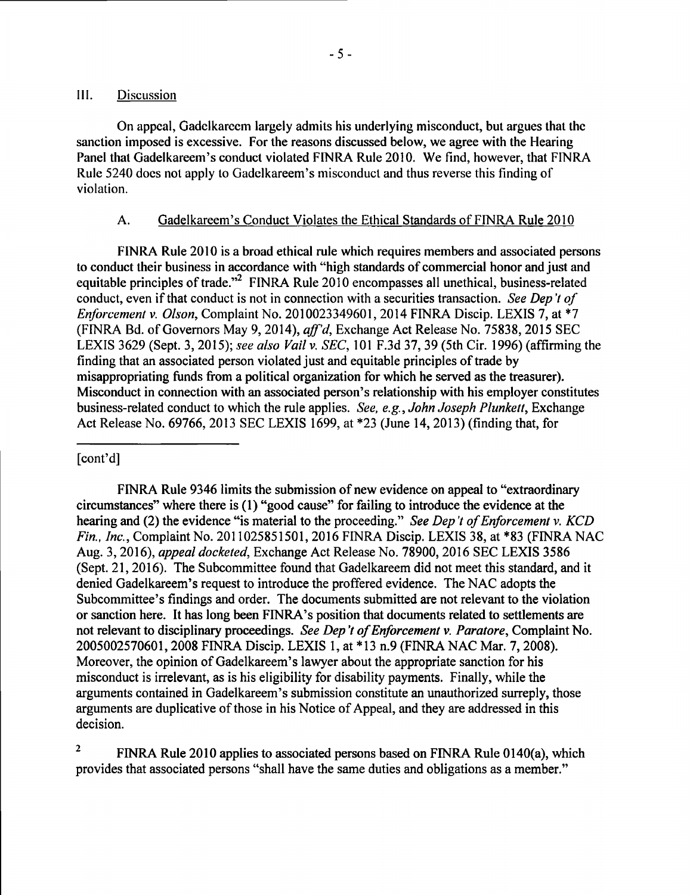## III. Discussion

On appeal, Gadelkareem largely admits his underlying misconduct, but argues that the sanction imposed is excessive. For the reasons discussed below, we agree with the Hearing Panel that Gadelkareem's conduct violated FINRA Rule 2010. We find, however, that FINRA Rule 5240 does not apply to Gadelkareem's misconduct and thus reverse this finding of violation.

### A. Gadelkareem's Conduct Violates the Ethical Standards of FINRA Rule 2010

FINRA Rule 2010 is a broad ethical rule which requires members and associated persons to conduct their business in accordance with "high standards of commercial honor and just and equitable principles of trade."[2] FINRA Rule 2010 encompasses all unethical, business-related conduct, even if that conduct is not in connection with a securities transaction. *See Dep't of Enforcement v. Olson*, Complaint No. 2010023349601, 2014 FINRA Discip. LEXIS 7, at *7 (FINRA Bd. of Governors May 9, 2014), *aff'd*, Exchange Act Release No. 75838, 2015 SEC LEXIS 3629 (Sept. 3, 2015); *see also Vail v. SEC*, 101 F.3d 37, 39 (5th Cir. 1996) (affirming the finding that an associated person violated just and equitable principles of trade by misappropriating funds from a political organization for which he served as the treasurer). Misconduct in connection with an associated person's relationship with his employer constitutes business-related conduct to which the rule applies. *See, e.g.*, *John Joseph Plunkett*, Exchange Act Release No. 69766, 2013 SEC LEXIS 1699, at *23 (June 14, 2013) (finding that, for

---

[cont'd]

FINRA Rule 9346 limits the submission of new evidence on appeal to "extraordinary circumstances" where there is (1) "good cause" for failing to introduce the evidence at the hearing and (2) the evidence "is material to the proceeding." *See Dep't of Enforcement v. KCD Fin., Inc.*, Complaint No. 2011025851501, 2016 FINRA Discip. LEXIS 38, at *83 (FINRA NAC Aug. 3, 2016), *appeal docketed*, Exchange Act Release No. 78900, 2016 SEC LEXIS 3586 (Sept. 21, 2016). The Subcommittee found that Gadelkareem did not meet this standard, and it denied Gadelkareem's request to introduce the proffered evidence. The NAC adopts the Subcommittee's findings and order. The documents submitted are not relevant to the violation or sanction here. It has long been FINRA's position that documents related to settlements are not relevant to disciplinary proceedings. *See Dep't of Enforcement v. Paratore*, Complaint No. 2005002570601, 2008 FINRA Discip. LEXIS 1, at *13 n.9 (FINRA NAC Mar. 7, 2008). Moreover, the opinion of Gadelkareem's lawyer about the appropriate sanction for his misconduct is irrelevant, as is his eligibility for disability payments. Finally, while the arguments contained in Gadelkareem's submission constitute an unauthorized surreply, those arguments are duplicative of those in his Notice of Appeal, and they are addressed in this decision.

[2] FINRA Rule 2010 applies to associated persons based on FINRA Rule 0140(a), which provides that associated persons "shall have the same duties and obligations as a member."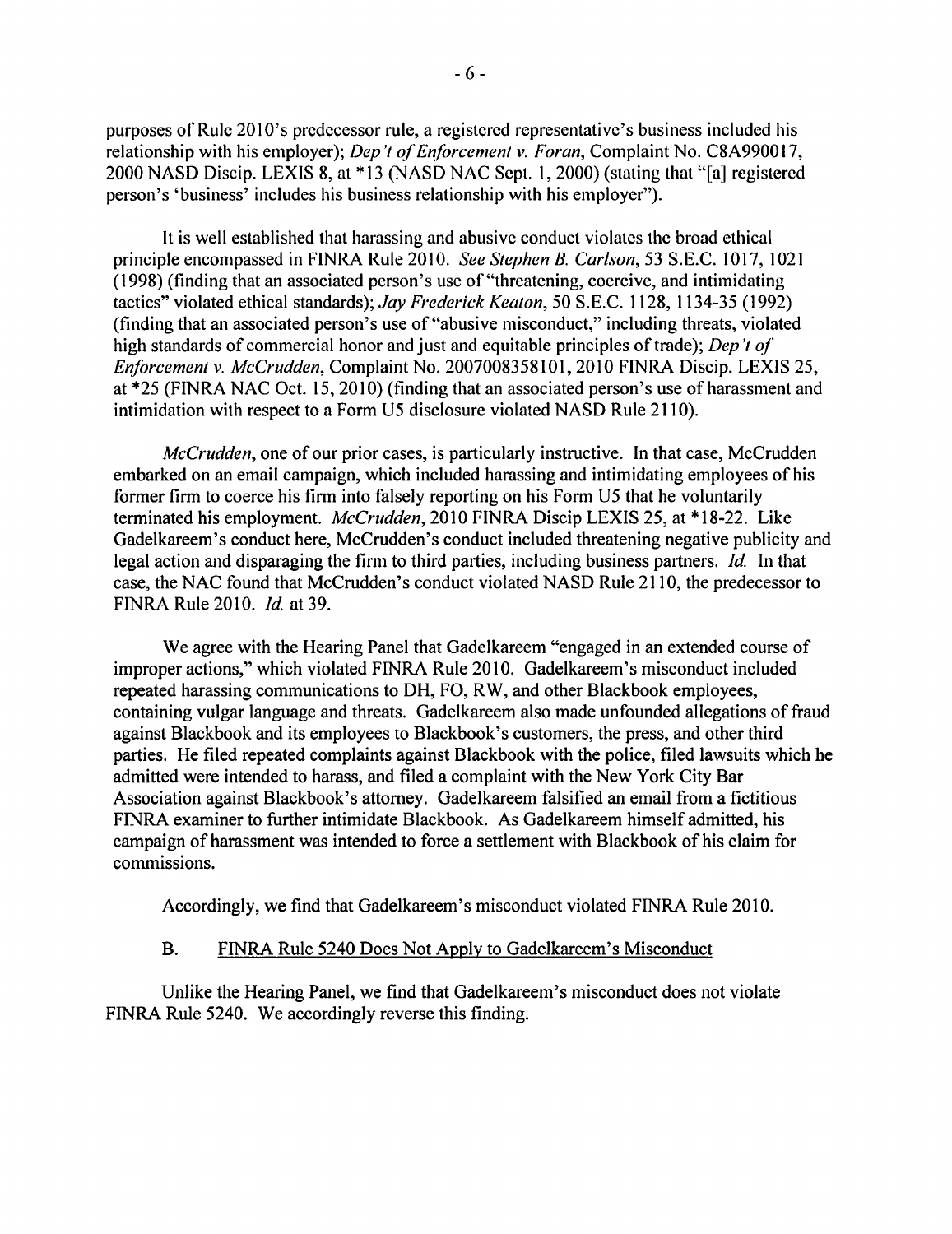purposes of Rule 2010's predecessor rule, a registered representative's business included his relationship with his employer); *Dep't of Enforcement v. Foran*, Complaint No. C8A990017, 2000 NASD Discip. LEXIS 8, at *13 (NASD NAC Sept. 1, 2000) (stating that "[a] registered person's 'business' includes his business relationship with his employer").

It is well established that harassing and abusive conduct violates the broad ethical principle encompassed in FINRA Rule 2010. *See Stephen B. Carlson*, 53 S.E.C. 1017, 1021 (1998) (finding that an associated person's use of "threatening, coercive, and intimidating tactics" violated ethical standards); *Jay Frederick Keaton*, 50 S.E.C. 1128, 1134-35 (1992) (finding that an associated person's use of "abusive misconduct," including threats, violated high standards of commercial honor and just and equitable principles of trade); *Dep't of Enforcement v. McCrudden*, Complaint No. 2007008358101, 2010 FINRA Discip. LEXIS 25, at *25 (FINRA NAC Oct. 15, 2010) (finding that an associated person's use of harassment and intimidation with respect to a Form U5 disclosure violated NASD Rule 2110).

*McCrudden*, one of our prior cases, is particularly instructive. In that case, McCrudden embarked on an email campaign, which included harassing and intimidating employees of his former firm to coerce his firm into falsely reporting on his Form U5 that he voluntarily terminated his employment. *McCrudden*, 2010 FINRA Discip LEXIS 25, at *18-22. Like Gadelkareem's conduct here, McCrudden's conduct included threatening negative publicity and legal action and disparaging the firm to third parties, including business partners. *Id.* In that case, the NAC found that McCrudden's conduct violated NASD Rule 2110, the predecessor to FINRA Rule 2010. *Id.* at 39.

We agree with the Hearing Panel that Gadelkareem "engaged in an extended course of improper actions," which violated FINRA Rule 2010. Gadelkareem's misconduct included repeated harassing communications to DH, FO, RW, and other Blackbook employees, containing vulgar language and threats. Gadelkareem also made unfounded allegations of fraud against Blackbook and its employees to Blackbook's customers, the press, and other third parties. He filed repeated complaints against Blackbook with the police, filed lawsuits which he admitted were intended to harass, and filed a complaint with the New York City Bar Association against Blackbook's attorney. Gadelkareem falsified an email from a fictitious FINRA examiner to further intimidate Blackbook. As Gadelkareem himself admitted, his campaign of harassment was intended to force a settlement with Blackbook of his claim for commissions.

Accordingly, we find that Gadelkareem's misconduct violated FINRA Rule 2010.

### B. FINRA Rule 5240 Does Not Apply to Gadelkareem's Misconduct

Unlike the Hearing Panel, we find that Gadelkareem's misconduct does not violate FINRA Rule 5240. We accordingly reverse this finding.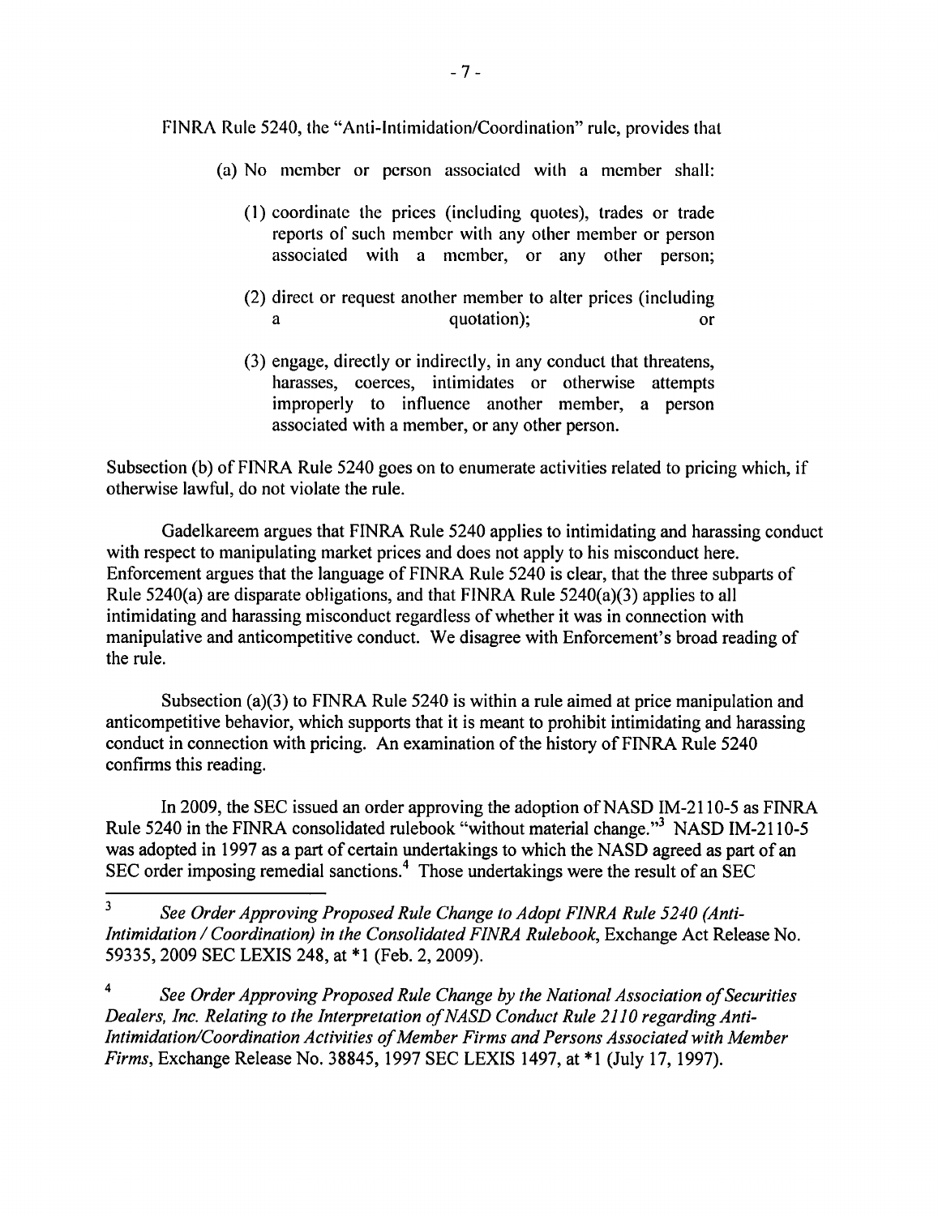FINRA Rule 5240, the "Anti-Intimidation/Coordination" rule, provides that

> (a) No member or person associated with a member shall:
>
> > (1) coordinate the prices (including quotes), trades or trade reports of such member with any other member or person associated with a member, or any other person;
> >
> > (2) direct or request another member to alter prices (including a quotation); or
> >
> > (3) engage, directly or indirectly, in any conduct that threatens, harasses, coerces, intimidates or otherwise attempts improperly to influence another member, a person associated with a member, or any other person.

Subsection (b) of FINRA Rule 5240 goes on to enumerate activities related to pricing which, if otherwise lawful, do not violate the rule.

Gadelkareem argues that FINRA Rule 5240 applies to intimidating and harassing conduct with respect to manipulating market prices and does not apply to his misconduct here. Enforcement argues that the language of FINRA Rule 5240 is clear, that the three subparts of Rule 5240(a) are disparate obligations, and that FINRA Rule 5240(a)(3) applies to all intimidating and harassing misconduct regardless of whether it was in connection with manipulative and anticompetitive conduct. We disagree with Enforcement's broad reading of the rule.

Subsection (a)(3) to FINRA Rule 5240 is within a rule aimed at price manipulation and anticompetitive behavior, which supports that it is meant to prohibit intimidating and harassing conduct in connection with pricing. An examination of the history of FINRA Rule 5240 confirms this reading.

In 2009, the SEC issued an order approving the adoption of NASD IM-2110-5 as FINRA Rule 5240 in the FINRA consolidated rulebook "without material change."[3] NASD IM-2110-5 was adopted in 1997 as a part of certain undertakings to which the NASD agreed as part of an SEC order imposing remedial sanctions.[4] Those undertakings were the result of an SEC

---

[3] *See Order Approving Proposed Rule Change to Adopt FINRA Rule 5240 (Anti-Intimidation / Coordination) in the Consolidated FINRA Rulebook*, Exchange Act Release No. 59335, 2009 SEC LEXIS 248, at *1 (Feb. 2, 2009).

[4] *See Order Approving Proposed Rule Change by the National Association of Securities Dealers, Inc. Relating to the Interpretation of NASD Conduct Rule 2110 regarding Anti-Intimidation/Coordination Activities of Member Firms and Persons Associated with Member Firms*, Exchange Release No. 38845, 1997 SEC LEXIS 1497, at *1 (July 17, 1997).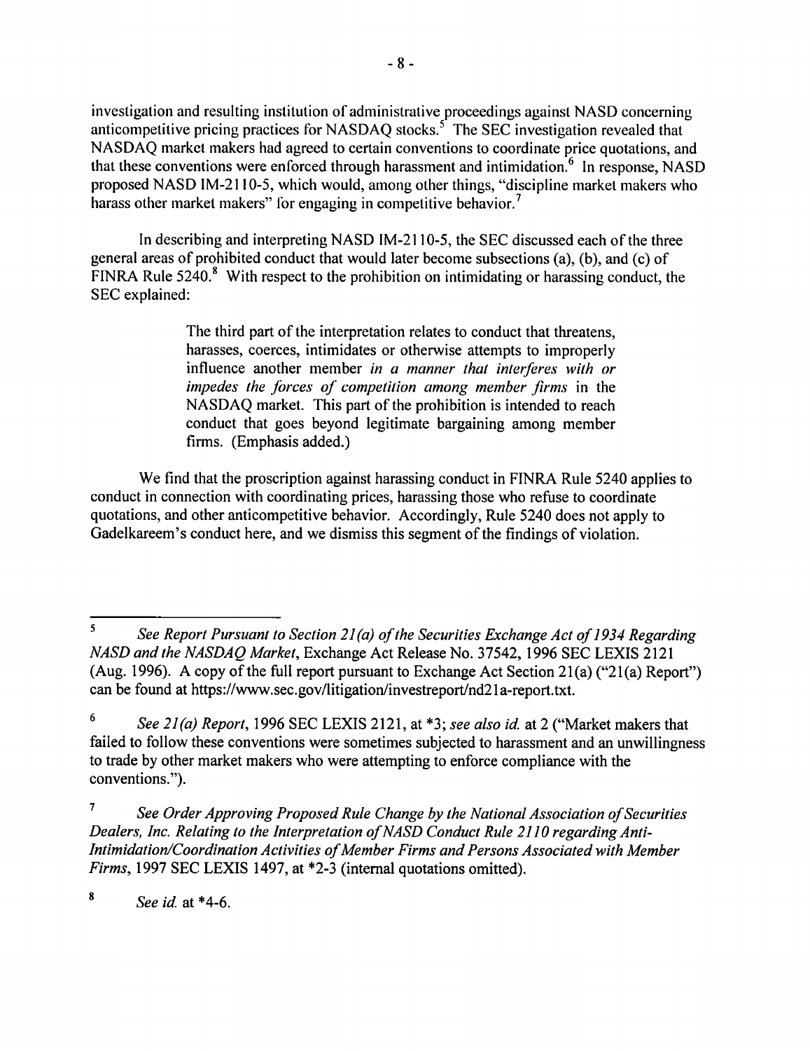investigation and resulting institution of administrative proceedings against NASD concerning anticompetitive pricing practices for NASDAQ stocks.[5] The SEC investigation revealed that NASDAQ market makers had agreed to certain conventions to coordinate price quotations, and that these conventions were enforced through harassment and intimidation.[6] In response, NASD proposed NASD IM-2110-5, which would, among other things, "discipline market makers who harass other market makers" for engaging in competitive behavior.[7]

In describing and interpreting NASD IM-2110-5, the SEC discussed each of the three general areas of prohibited conduct that would later become subsections (a), (b), and (c) of FINRA Rule 5240.[8] With respect to the prohibition on intimidating or harassing conduct, the SEC explained:

> The third part of the interpretation relates to conduct that threatens, harasses, coerces, intimidates or otherwise attempts to improperly influence another member *in a manner that interferes with or impedes the forces of competition among member firms* in the NASDAQ market. This part of the prohibition is intended to reach conduct that goes beyond legitimate bargaining among member firms. (Emphasis added.)

We find that the proscription against harassing conduct in FINRA Rule 5240 applies to conduct in connection with coordinating prices, harassing those who refuse to coordinate quotations, and other anticompetitive behavior. Accordingly, Rule 5240 does not apply to Gadelkareem's conduct here, and we dismiss this segment of the findings of violation.

---

[5] *See Report Pursuant to Section 21(a) of the Securities Exchange Act of 1934 Regarding NASD and the NASDAQ Market*, Exchange Act Release No. 37542, 1996 SEC LEXIS 2121 (Aug. 1996). A copy of the full report pursuant to Exchange Act Section 21(a) ("21(a) Report") can be found at https://www.sec.gov/litigation/investreport/nd21a-report.txt.

[6] *See 21(a) Report*, 1996 SEC LEXIS 2121, at *3; *see also id.* at 2 ("Market makers that failed to follow these conventions were sometimes subjected to harassment and an unwillingness to trade by other market makers who were attempting to enforce compliance with the conventions.").

[7] *See Order Approving Proposed Rule Change by the National Association of Securities Dealers, Inc. Relating to the Interpretation of NASD Conduct Rule 2110 regarding Anti-Intimidation/Coordination Activities of Member Firms and Persons Associated with Member Firms*, 1997 SEC LEXIS 1497, at *2-3 (internal quotations omitted).

[8] *See id.* at *4-6.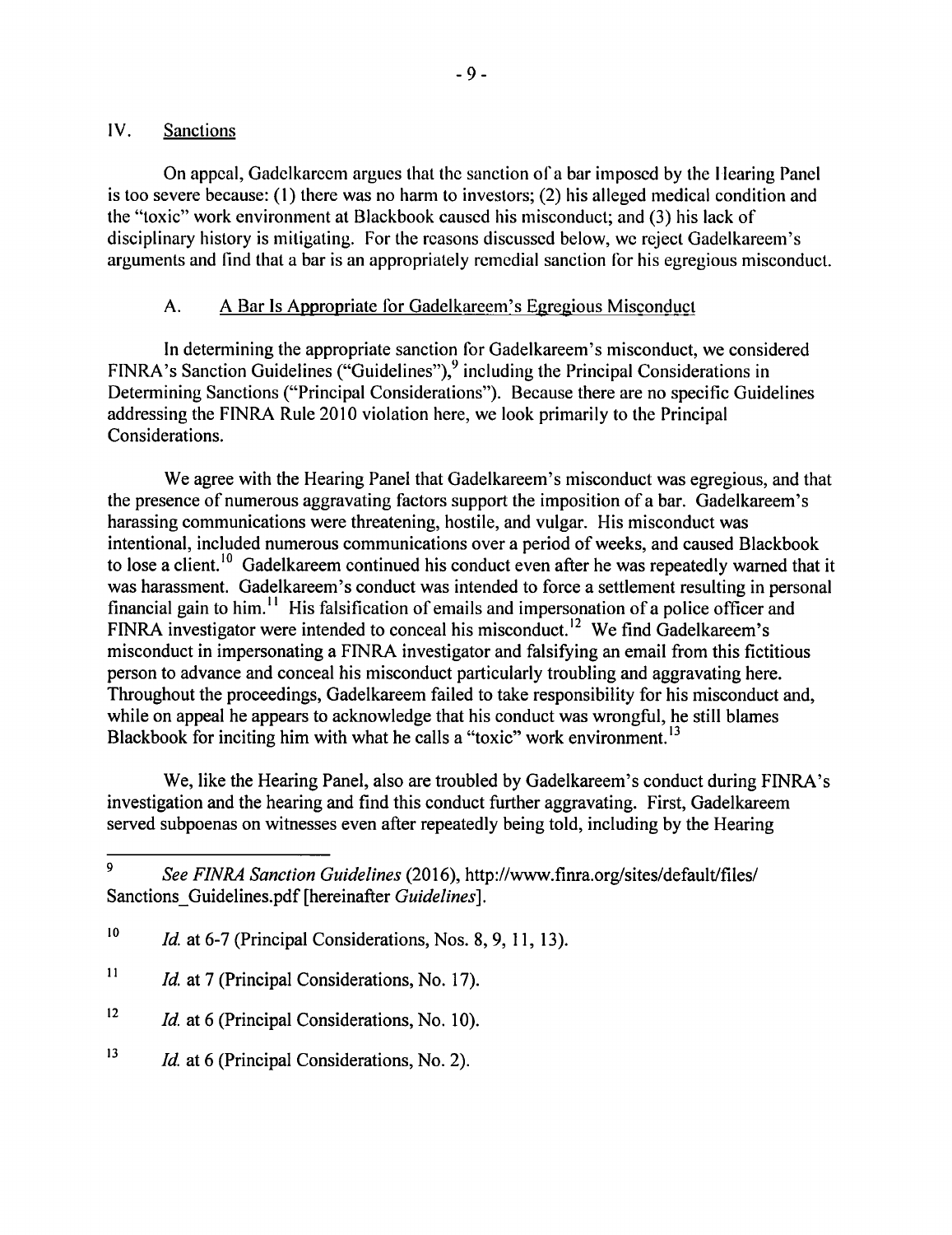## IV. Sanctions

On appeal, Gadelkareem argues that the sanction of a bar imposed by the Hearing Panel is too severe because: (1) there was no harm to investors; (2) his alleged medical condition and the "toxic" work environment at Blackbook caused his misconduct; and (3) his lack of disciplinary history is mitigating. For the reasons discussed below, we reject Gadelkareem's arguments and find that a bar is an appropriately remedial sanction for his egregious misconduct.

### A. A Bar Is Appropriate for Gadelkareem's Egregious Misconduct

In determining the appropriate sanction for Gadelkareem's misconduct, we considered FINRA's Sanction Guidelines ("Guidelines"),[9] including the Principal Considerations in Determining Sanctions ("Principal Considerations"). Because there are no specific Guidelines addressing the FINRA Rule 2010 violation here, we look primarily to the Principal Considerations.

We agree with the Hearing Panel that Gadelkareem's misconduct was egregious, and that the presence of numerous aggravating factors support the imposition of a bar. Gadelkareem's harassing communications were threatening, hostile, and vulgar. His misconduct was intentional, included numerous communications over a period of weeks, and caused Blackbook to lose a client.[10] Gadelkareem continued his conduct even after he was repeatedly warned that it was harassment. Gadelkareem's conduct was intended to force a settlement resulting in personal financial gain to him.[11] His falsification of emails and impersonation of a police officer and FINRA investigator were intended to conceal his misconduct.[12] We find Gadelkareem's misconduct in impersonating a FINRA investigator and falsifying an email from this fictitious person to advance and conceal his misconduct particularly troubling and aggravating here. Throughout the proceedings, Gadelkareem failed to take responsibility for his misconduct and, while on appeal he appears to acknowledge that his conduct was wrongful, he still blames Blackbook for inciting him with what he calls a "toxic" work environment.[13]

We, like the Hearing Panel, also are troubled by Gadelkareem's conduct during FINRA's investigation and the hearing and find this conduct further aggravating. First, Gadelkareem served subpoenas on witnesses even after repeatedly being told, including by the Hearing

---

[9] *See FINRA Sanction Guidelines* (2016), http://www.finra.org/sites/default/files/Sanctions_Guidelines.pdf [hereinafter *Guidelines*].

[10] *Id.* at 6-7 (Principal Considerations, Nos. 8, 9, 11, 13).

[11] *Id.* at 7 (Principal Considerations, No. 17).

[12] *Id.* at 6 (Principal Considerations, No. 10).

[13] *Id.* at 6 (Principal Considerations, No. 2).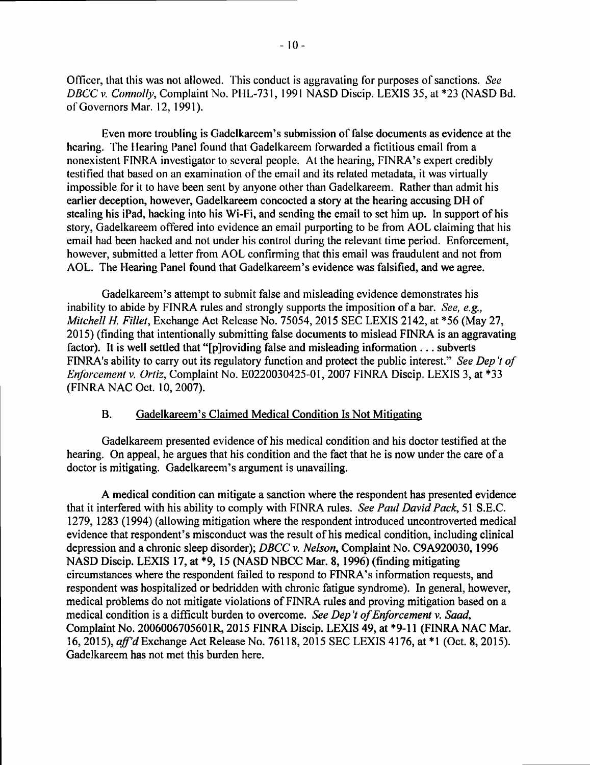Officer, that this was not allowed. This conduct is aggravating for purposes of sanctions. *See DBCC v. Connolly*, Complaint No. PHL-731, 1991 NASD Discip. LEXIS 35, at *23 (NASD Bd. of Governors Mar. 12, 1991).

Even more troubling is Gadelkareem's submission of false documents as evidence at the hearing. The Hearing Panel found that Gadelkareem forwarded a fictitious email from a nonexistent FINRA investigator to several people. At the hearing, FINRA's expert credibly testified that based on an examination of the email and its related metadata, it was virtually impossible for it to have been sent by anyone other than Gadelkareem. Rather than admit his earlier deception, however, Gadelkareem concocted a story at the hearing accusing DH of stealing his iPad, hacking into his Wi-Fi, and sending the email to set him up. In support of his story, Gadelkareem offered into evidence an email purporting to be from AOL claiming that his email had been hacked and not under his control during the relevant time period. Enforcement, however, submitted a letter from AOL confirming that this email was fraudulent and not from AOL. The Hearing Panel found that Gadelkareem's evidence was falsified, and we agree.

Gadelkareem's attempt to submit false and misleading evidence demonstrates his inability to abide by FINRA rules and strongly supports the imposition of a bar. *See, e.g., Mitchell H. Fillet*, Exchange Act Release No. 75054, 2015 SEC LEXIS 2142, at *56 (May 27, 2015) (finding that intentionally submitting false documents to mislead FINRA is an aggravating factor). It is well settled that "[p]roviding false and misleading information . . . subverts FINRA's ability to carry out its regulatory function and protect the public interest." *See Dep't of Enforcement v. Ortiz*, Complaint No. E0220030425-01, 2007 FINRA Discip. LEXIS 3, at *33 (FINRA NAC Oct. 10, 2007).

### B. Gadelkareem's Claimed Medical Condition Is Not Mitigating

Gadelkareem presented evidence of his medical condition and his doctor testified at the hearing. On appeal, he argues that his condition and the fact that he is now under the care of a doctor is mitigating. Gadelkareem's argument is unavailing.

A medical condition can mitigate a sanction where the respondent has presented evidence that it interfered with his ability to comply with FINRA rules. *See Paul David Pack*, 51 S.E.C. 1279, 1283 (1994) (allowing mitigation where the respondent introduced uncontroverted medical evidence that respondent's misconduct was the result of his medical condition, including clinical depression and a chronic sleep disorder); *DBCC v. Nelson*, Complaint No. C9A920030, 1996 NASD Discip. LEXIS 17, at *9, 15 (NASD NBCC Mar. 8, 1996) (finding mitigating circumstances where the respondent failed to respond to FINRA's information requests, and respondent was hospitalized or bedridden with chronic fatigue syndrome). In general, however, medical problems do not mitigate violations of FINRA rules and proving mitigation based on a medical condition is a difficult burden to overcome. *See Dep't of Enforcement v. Saad*, Complaint No. 2006006705601R, 2015 FINRA Discip. LEXIS 49, at *9-11 (FINRA NAC Mar. 16, 2015), *aff'd* Exchange Act Release No. 76118, 2015 SEC LEXIS 4176, at *1 (Oct. 8, 2015). Gadelkareem has not met this burden here.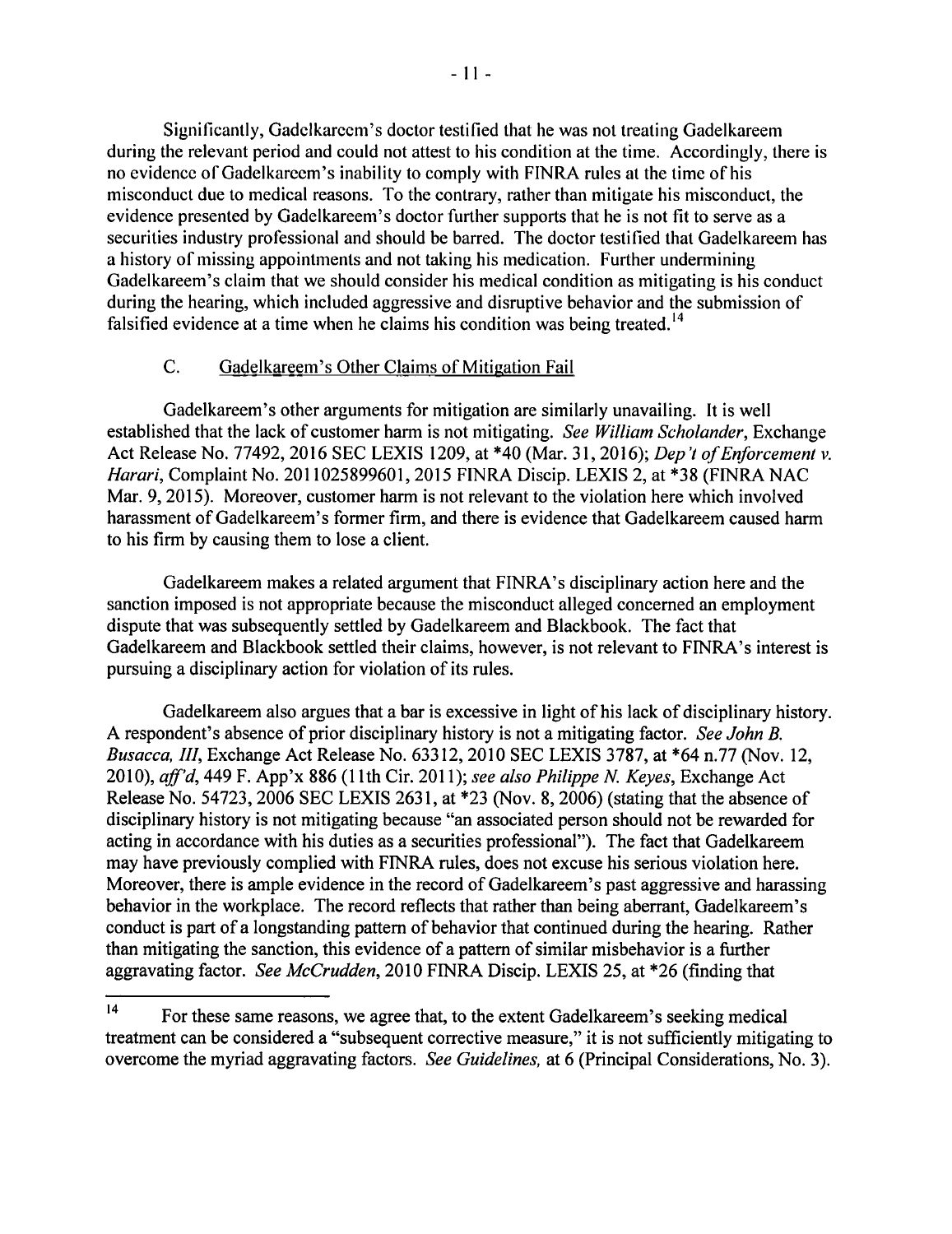Significantly, Gadelkareem's doctor testified that he was not treating Gadelkareem during the relevant period and could not attest to his condition at the time. Accordingly, there is no evidence of Gadelkareem's inability to comply with FINRA rules at the time of his misconduct due to medical reasons. To the contrary, rather than mitigate his misconduct, the evidence presented by Gadelkareem's doctor further supports that he is not fit to serve as a securities industry professional and should be barred. The doctor testified that Gadelkareem has a history of missing appointments and not taking his medication. Further undermining Gadelkareem's claim that we should consider his medical condition as mitigating is his conduct during the hearing, which included aggressive and disruptive behavior and the submission of falsified evidence at a time when he claims his condition was being treated.[14]

### C. Gadelkareem's Other Claims of Mitigation Fail

Gadelkareem's other arguments for mitigation are similarly unavailing. It is well established that the lack of customer harm is not mitigating. *See William Scholander*, Exchange Act Release No. 77492, 2016 SEC LEXIS 1209, at *40 (Mar. 31, 2016); *Dep't of Enforcement v. Harari*, Complaint No. 2011025899601, 2015 FINRA Discip. LEXIS 2, at *38 (FINRA NAC Mar. 9, 2015). Moreover, customer harm is not relevant to the violation here which involved harassment of Gadelkareem's former firm, and there is evidence that Gadelkareem caused harm to his firm by causing them to lose a client.

Gadelkareem makes a related argument that FINRA's disciplinary action here and the sanction imposed is not appropriate because the misconduct alleged concerned an employment dispute that was subsequently settled by Gadelkareem and Blackbook. The fact that Gadelkareem and Blackbook settled their claims, however, is not relevant to FINRA's interest is pursuing a disciplinary action for violation of its rules.

Gadelkareem also argues that a bar is excessive in light of his lack of disciplinary history. A respondent's absence of prior disciplinary history is not a mitigating factor. *See John B. Busacca, III*, Exchange Act Release No. 63312, 2010 SEC LEXIS 3787, at *64 n.77 (Nov. 12, 2010), *aff'd*, 449 F. App'x 886 (11th Cir. 2011); *see also Philippe N. Keyes*, Exchange Act Release No. 54723, 2006 SEC LEXIS 2631, at *23 (Nov. 8, 2006) (stating that the absence of disciplinary history is not mitigating because "an associated person should not be rewarded for acting in accordance with his duties as a securities professional"). The fact that Gadelkareem may have previously complied with FINRA rules, does not excuse his serious violation here. Moreover, there is ample evidence in the record of Gadelkareem's past aggressive and harassing behavior in the workplace. The record reflects that rather than being aberrant, Gadelkareem's conduct is part of a longstanding pattern of behavior that continued during the hearing. Rather than mitigating the sanction, this evidence of a pattern of similar misbehavior is a further aggravating factor. *See McCrudden*, 2010 FINRA Discip. LEXIS 25, at *26 (finding that

---

[14] For these same reasons, we agree that, to the extent Gadelkareem's seeking medical treatment can be considered a "subsequent corrective measure," it is not sufficiently mitigating to overcome the myriad aggravating factors. *See Guidelines,* at 6 (Principal Considerations, No. 3).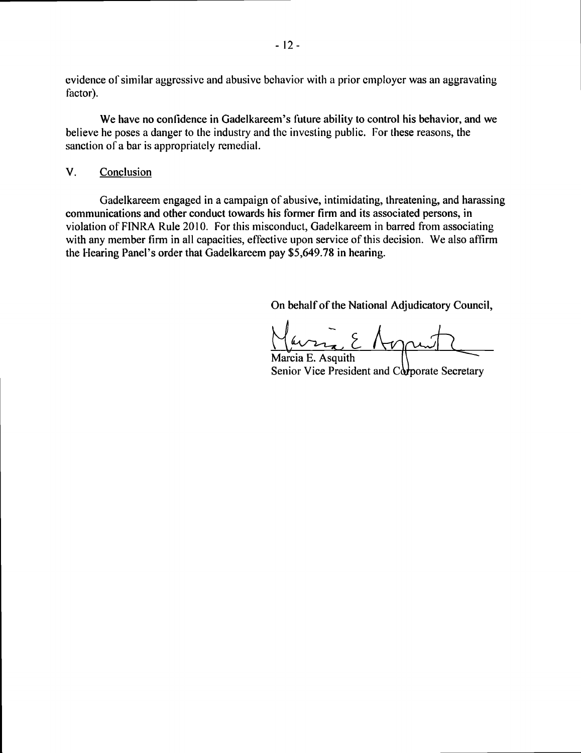evidence of similar aggressive and abusive behavior with a prior employer was an aggravating factor).

We have no confidence in Gadelkareem's future ability to control his behavior, and we believe he poses a danger to the industry and the investing public. For these reasons, the sanction of a bar is appropriately remedial.

## V. Conclusion

Gadelkareem engaged in a campaign of abusive, intimidating, threatening, and harassing communications and other conduct towards his former firm and its associated persons, in violation of FINRA Rule 2010. For this misconduct, Gadelkareem in barred from associating with any member firm in all capacities, effective upon service of this decision. We also affirm the Hearing Panel's order that Gadelkareem pay $5,649.78 in hearing.

On behalf of the National Adjudicatory Council,

Marcia E. Asquith
Senior Vice President and Corporate Secretary